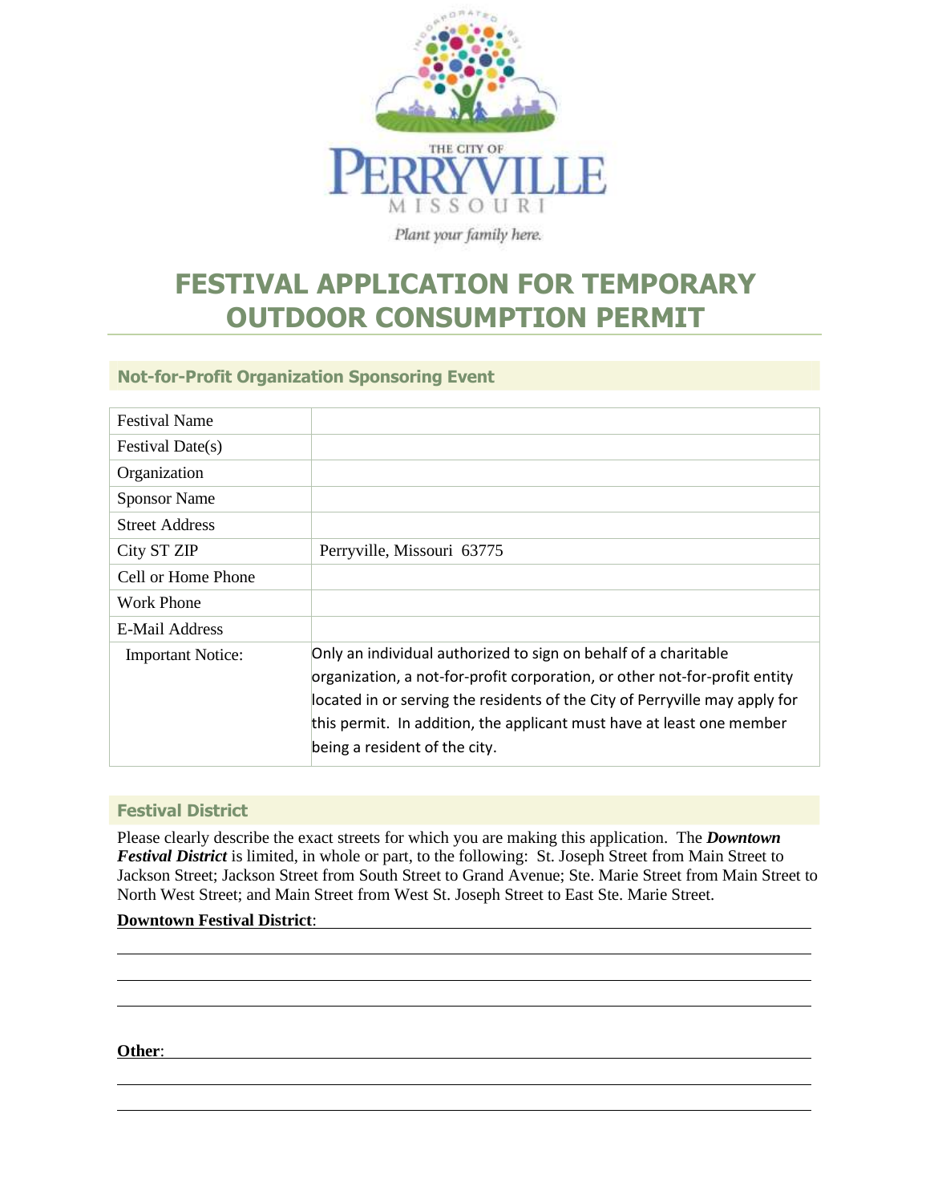THE CITY OF PERRYVILLE MISSOURI

*Plant your family here.*

# FESTIVAL APPLICATION FOR TEMPORARY OUTDOOR CONSUMPTION PERMIT

## Not-for-Profit Organization Sponsoring Event

| | |
|---|---|
| Festival Name | |
| Festival Date(s) | |
| Organization | |
| Sponsor Name | |
| Street Address | |
| City ST ZIP | Perryville, Missouri 63775 |
| Cell or Home Phone | |
| Work Phone | |
| E-Mail Address | |
| Important Notice: | Only an individual authorized to sign on behalf of a charitable organization, a not-for-profit corporation, or other not-for-profit entity located in or serving the residents of the City of Perryville may apply for this permit. In addition, the applicant must have at least one member being a resident of the city. |

## Festival District

Please clearly describe the exact streets for which you are making this application. The ***Downtown Festival District*** is limited, in whole or part, to the following: St. Joseph Street from Main Street to Jackson Street; Jackson Street from South Street to Grand Avenue; Ste. Marie Street from Main Street to North West Street; and Main Street from West St. Joseph Street to East Ste. Marie Street.

**Downtown Festival District**: ______________________________________________

______________________________________________

______________________________________________

______________________________________________

**Other**: ______________________________________________

______________________________________________

______________________________________________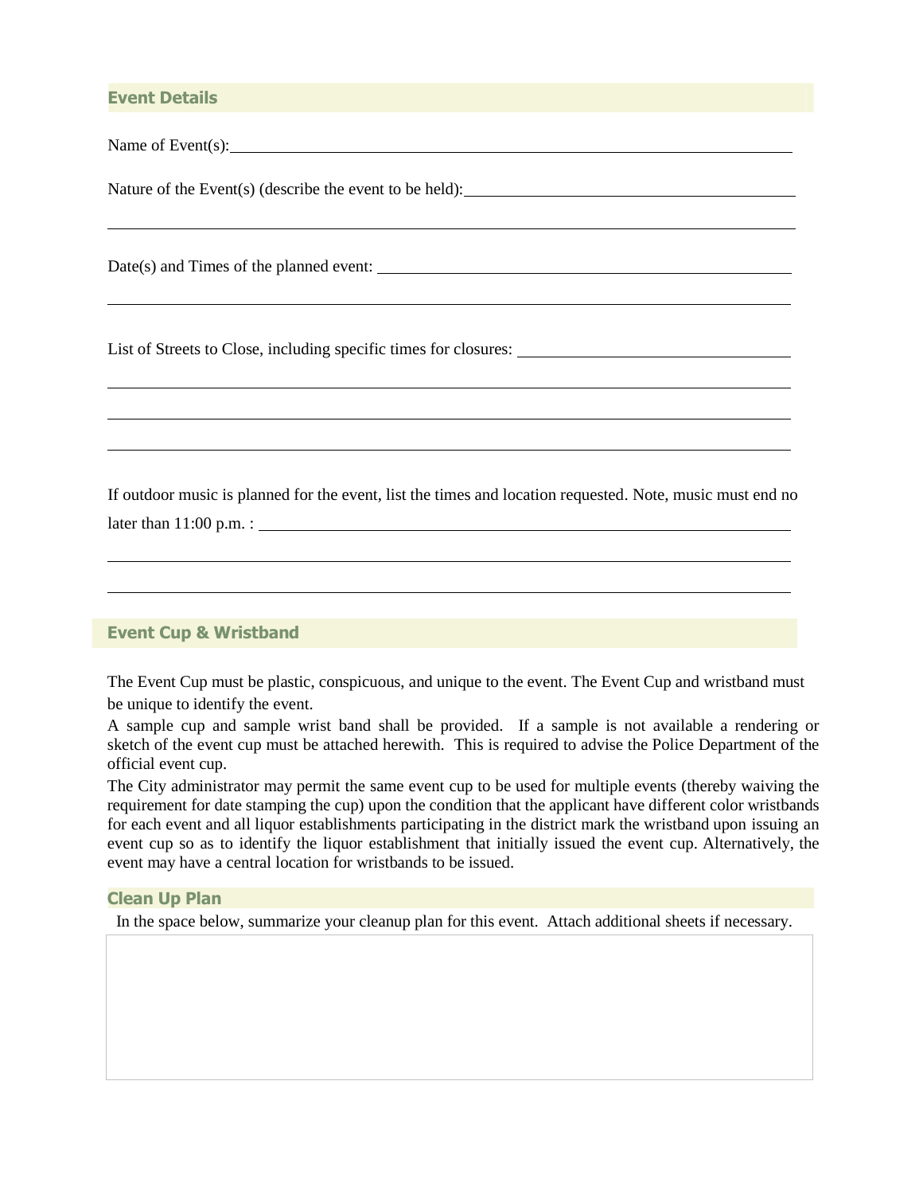## Event Details

Name of Event(s): ______________________________________________________________

Nature of the Event(s) (describe the event to be held): ______________________________________

______________________________________________________________________________

Date(s) and Times of the planned event: ________________________________________________

______________________________________________________________________________

List of Streets to Close, including specific times for closures: ____________________________

______________________________________________________________________________

______________________________________________________________________________

______________________________________________________________________________

If outdoor music is planned for the event, list the times and location requested. Note, music must end no later than 11:00 p.m. : ______________________________________________________________

______________________________________________________________________________

______________________________________________________________________________

## Event Cup & Wristband

The Event Cup must be plastic, conspicuous, and unique to the event. The Event Cup and wristband must be unique to identify the event.

A sample cup and sample wrist band shall be provided. If a sample is not available a rendering or sketch of the event cup must be attached herewith. This is required to advise the Police Department of the official event cup.

The City administrator may permit the same event cup to be used for multiple events (thereby waiving the requirement for date stamping the cup) upon the condition that the applicant have different color wristbands for each event and all liquor establishments participating in the district mark the wristband upon issuing an event cup so as to identify the liquor establishment that initially issued the event cup. Alternatively, the event may have a central location for wristbands to be issued.

## Clean Up Plan

In the space below, summarize your cleanup plan for this event. Attach additional sheets if necessary.

|   |
|---|
|   |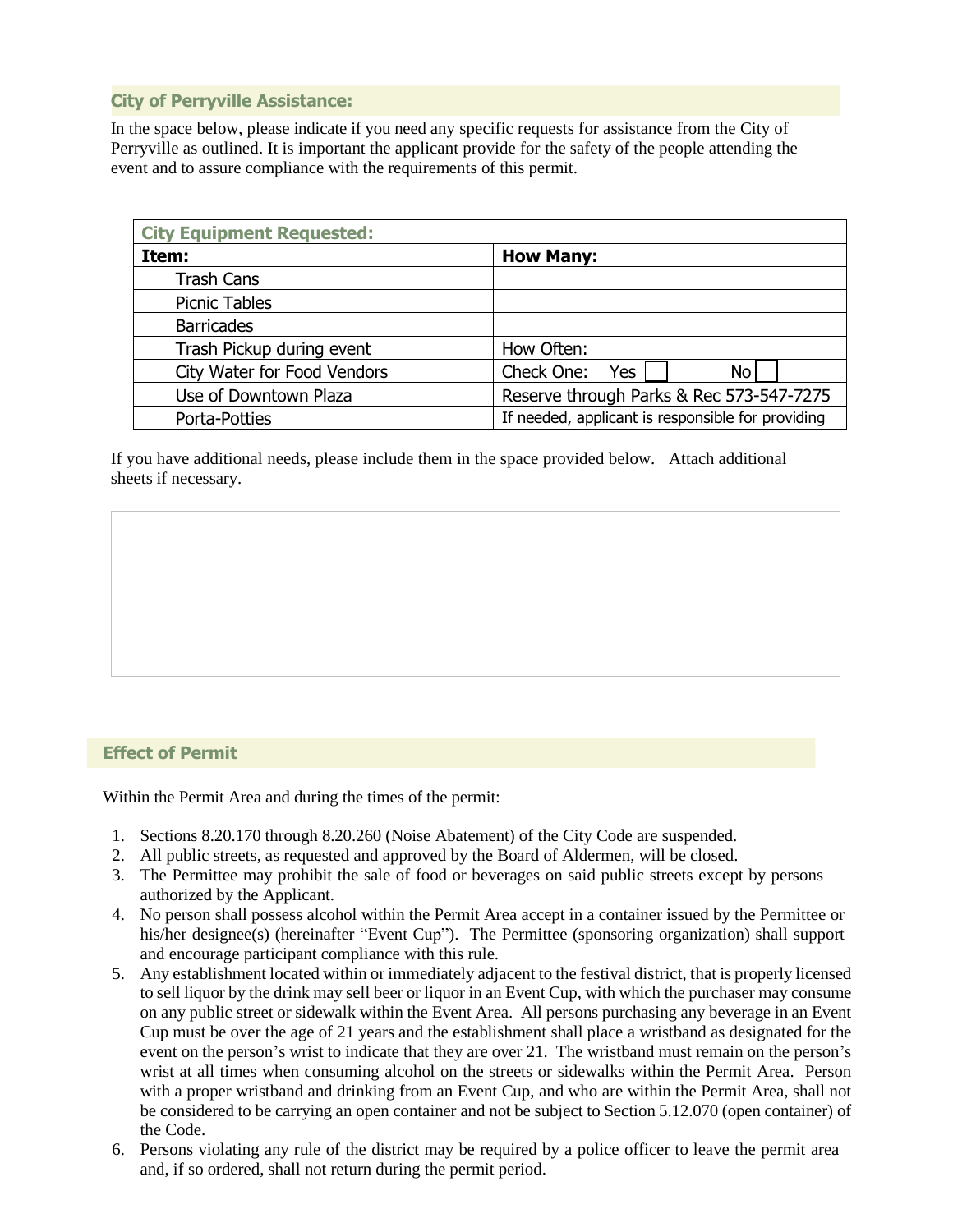## City of Perryville Assistance:

In the space below, please indicate if you need any specific requests for assistance from the City of Perryville as outlined. It is important the applicant provide for the safety of the people attending the event and to assure compliance with the requirements of this permit.

| **City Equipment Requested:** | |
|---|---|
| **Item:** | **How Many:** |
| Trash Cans | |
| Picnic Tables | |
| Barricades | |
| Trash Pickup during event | How Often: |
| City Water for Food Vendors | Check One: Yes ☐ No ☐ |
| Use of Downtown Plaza | Reserve through Parks & Rec 573-547-7275 |
| Porta-Potties | If needed, applicant is responsible for providing |

If you have additional needs, please include them in the space provided below. Attach additional sheets if necessary.

## Effect of Permit

Within the Permit Area and during the times of the permit:

1. Sections 8.20.170 through 8.20.260 (Noise Abatement) of the City Code are suspended.
2. All public streets, as requested and approved by the Board of Aldermen, will be closed.
3. The Permittee may prohibit the sale of food or beverages on said public streets except by persons authorized by the Applicant.
4. No person shall possess alcohol within the Permit Area accept in a container issued by the Permittee or his/her designee(s) (hereinafter "Event Cup"). The Permittee (sponsoring organization) shall support and encourage participant compliance with this rule.
5. Any establishment located within or immediately adjacent to the festival district, that is properly licensed to sell liquor by the drink may sell beer or liquor in an Event Cup, with which the purchaser may consume on any public street or sidewalk within the Event Area. All persons purchasing any beverage in an Event Cup must be over the age of 21 years and the establishment shall place a wristband as designated for the event on the person's wrist to indicate that they are over 21. The wristband must remain on the person's wrist at all times when consuming alcohol on the streets or sidewalks within the Permit Area. Person with a proper wristband and drinking from an Event Cup, and who are within the Permit Area, shall not be considered to be carrying an open container and not be subject to Section 5.12.070 (open container) of the Code.
6. Persons violating any rule of the district may be required by a police officer to leave the permit area and, if so ordered, shall not return during the permit period.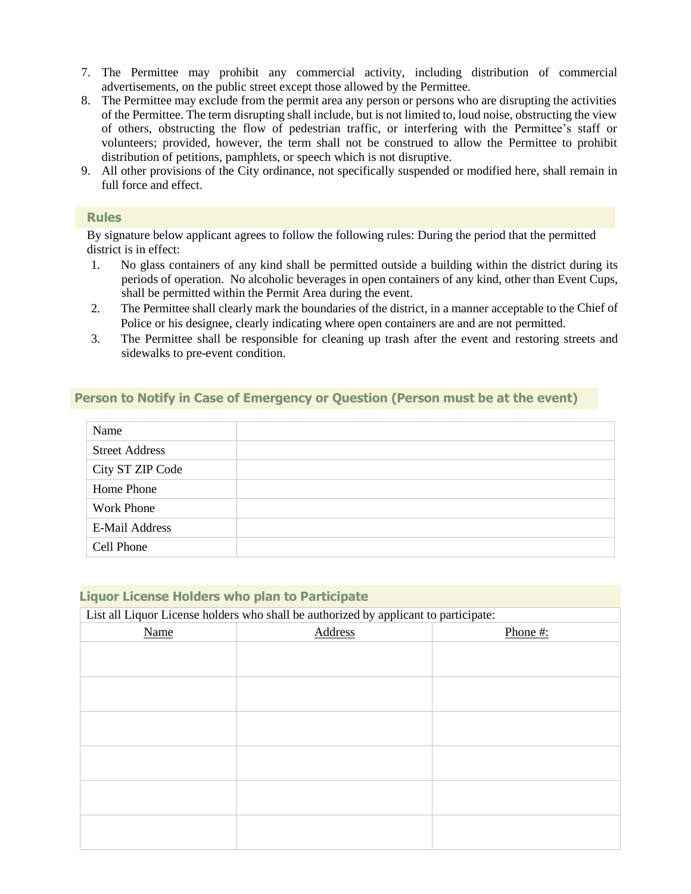7. The Permittee may prohibit any commercial activity, including distribution of commercial advertisements, on the public street except those allowed by the Permittee.
8. The Permittee may exclude from the permit area any person or persons who are disrupting the activities of the Permittee. The term disrupting shall include, but is not limited to, loud noise, obstructing the view of others, obstructing the flow of pedestrian traffic, or interfering with the Permittee's staff or volunteers; provided, however, the term shall not be construed to allow the Permittee to prohibit distribution of petitions, pamphlets, or speech which is not disruptive.
9. All other provisions of the City ordinance, not specifically suspended or modified here, shall remain in full force and effect.

## Rules

By signature below applicant agrees to follow the following rules: During the period that the permitted district is in effect:

1. No glass containers of any kind shall be permitted outside a building within the district during its periods of operation. No alcoholic beverages in open containers of any kind, other than Event Cups, shall be permitted within the Permit Area during the event.
2. The Permittee shall clearly mark the boundaries of the district, in a manner acceptable to the Chief of Police or his designee, clearly indicating where open containers are and are not permitted.
3. The Permittee shall be responsible for cleaning up trash after the event and restoring streets and sidewalks to pre-event condition.

## Person to Notify in Case of Emergency or Question (Person must be at the event)

| Name | |
|---|---|
| Street Address | |
| City ST ZIP Code | |
| Home Phone | |
| Work Phone | |
| E-Mail Address | |
| Cell Phone | |

## Liquor License Holders who plan to Participate

List all Liquor License holders who shall be authorized by applicant to participate:

| Name | Address | Phone #: |
|---|---|---|
| | | |
| | | |
| | | |
| | | |
| | | |
| | | |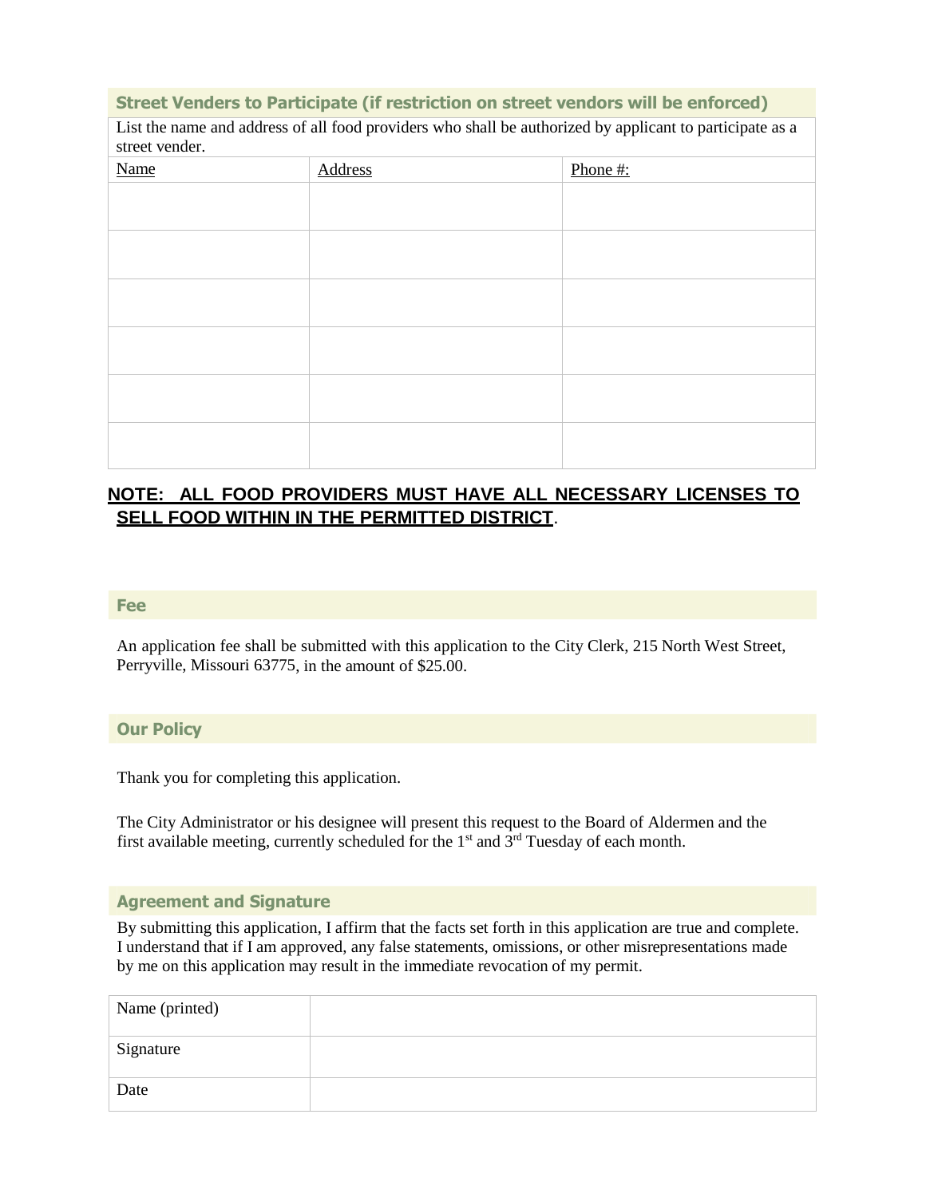## Street Venders to Participate (if restriction on street vendors will be enforced)

List the name and address of all food providers who shall be authorized by applicant to participate as a street vender.

| Name | Address | Phone #: |
| --- | --- | --- |
| | | |
| | | |
| | | |
| | | |
| | | |
| | | |

**NOTE: ALL FOOD PROVIDERS MUST HAVE ALL NECESSARY LICENSES TO SELL FOOD WITHIN IN THE PERMITTED DISTRICT**.

## Fee

An application fee shall be submitted with this application to the City Clerk, 215 North West Street, Perryville, Missouri 63775, in the amount of $25.00.

## Our Policy

Thank you for completing this application.

The City Administrator or his designee will present this request to the Board of Aldermen and the first available meeting, currently scheduled for the 1st and 3rd Tuesday of each month.

## Agreement and Signature

By submitting this application, I affirm that the facts set forth in this application are true and complete. I understand that if I am approved, any false statements, omissions, or other misrepresentations made by me on this application may result in the immediate revocation of my permit.

| | |
| --- | --- |
| Name (printed) | |
| Signature | |
| Date | |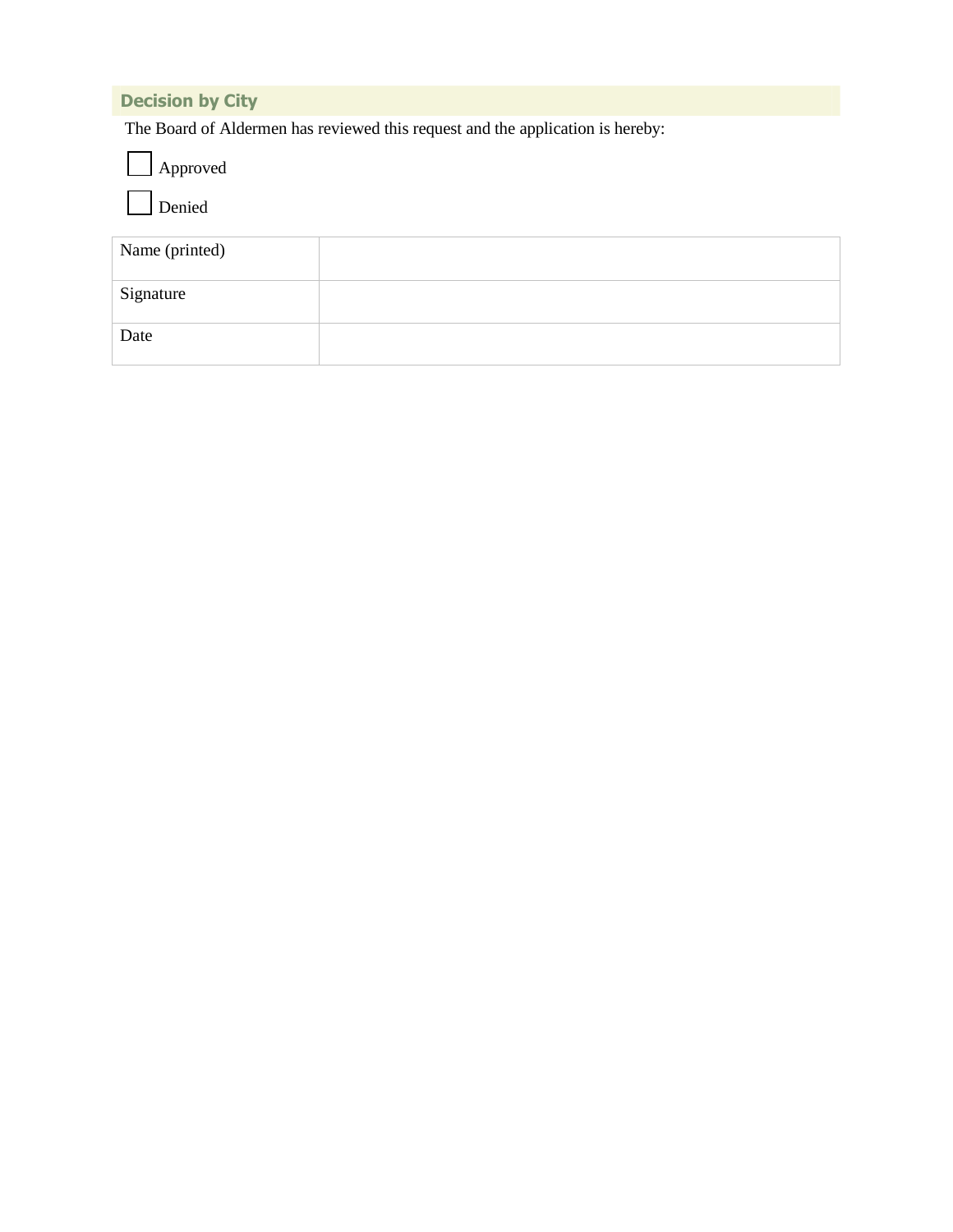## Decision by City

The Board of Aldermen has reviewed this request and the application is hereby:

☐ Approved

☐ Denied

| | |
|---|---|
| Name (printed) | |
| Signature | |
| Date | |